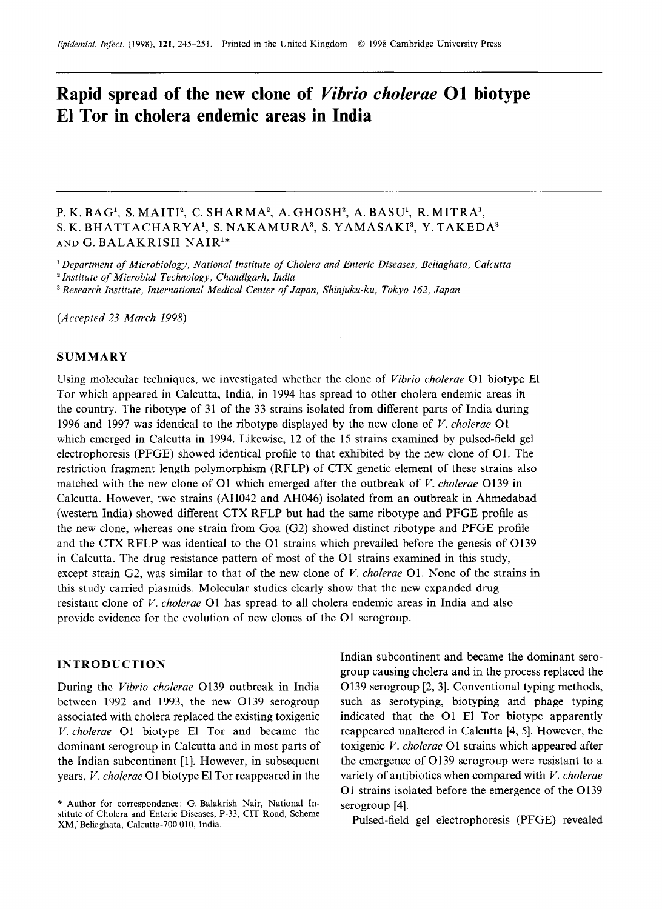# Rapid spread of the new clone of *Vibrio cholerae* O1 biotype El Tor in cholera endemic areas in India

P. K. BAG[1], S. MAITI[2], C. SHARMA[2], A. GHOSH[2], A. BASU[1], R. MITRA[1], S. K. BHATTACHARYA[1], S. NAKAMURA[3], S. YAMASAKI[3], Y. TAKEDA[3] AND G. BALAKRISH NAIR[1]*

[1] *Department of Microbiology, National Institute of Cholera and Enteric Diseases, Beliaghata, Calcutta*
[2] *Institute of Microbial Technology, Chandigarh, India*
[3] *Research Institute, International Medical Center of Japan, Shinjuku-ku, Tokyo 162, Japan*

(*Accepted 23 March 1998*)

## SUMMARY

Using molecular techniques, we investigated whether the clone of *Vibrio cholerae* O1 biotype El Tor which appeared in Calcutta, India, in 1994 has spread to other cholera endemic areas in the country. The ribotype of 31 of the 33 strains isolated from different parts of India during 1996 and 1997 was identical to the ribotype displayed by the new clone of *V. cholerae* O1 which emerged in Calcutta in 1994. Likewise, 12 of the 15 strains examined by pulsed-field gel electrophoresis (PFGE) showed identical profile to that exhibited by the new clone of O1. The restriction fragment length polymorphism (RFLP) of CTX genetic element of these strains also matched with the new clone of O1 which emerged after the outbreak of *V. cholerae* O139 in Calcutta. However, two strains (AH042 and AH046) isolated from an outbreak in Ahmedabad (western India) showed different CTX RFLP but had the same ribotype and PFGE profile as the new clone, whereas one strain from Goa (G2) showed distinct ribotype and PFGE profile and the CTX RFLP was identical to the O1 strains which prevailed before the genesis of O139 in Calcutta. The drug resistance pattern of most of the O1 strains examined in this study, except strain G2, was similar to that of the new clone of *V. cholerae* O1. None of the strains in this study carried plasmids. Molecular studies clearly show that the new expanded drug resistant clone of *V. cholerae* O1 has spread to all cholera endemic areas in India and also provide evidence for the evolution of new clones of the O1 serogroup.

## INTRODUCTION

During the *Vibrio cholerae* O139 outbreak in India between 1992 and 1993, the new O139 serogroup associated with cholera replaced the existing toxigenic *V. cholerae* O1 biotype El Tor and became the dominant serogroup in Calcutta and in most parts of the Indian subcontinent [1]. However, in subsequent years, *V. cholerae* O1 biotype El Tor reappeared in the Indian subcontinent and became the dominant serogroup causing cholera and in the process replaced the O139 serogroup [2, 3]. Conventional typing methods, such as serotyping, biotyping and phage typing indicated that the O1 El Tor biotype apparently reappeared unaltered in Calcutta [4, 5]. However, the toxigenic *V. cholerae* O1 strains which appeared after the emergence of O139 serogroup were resistant to a variety of antibiotics when compared with *V. cholerae* O1 strains isolated before the emergence of the O139 serogroup [4].

Pulsed-field gel electrophoresis (PFGE) revealed

\* Author for correspondence: G. Balakrish Nair, National Institute of Cholera and Enteric Diseases, P-33, CIT Road, Scheme XM, Beliaghata, Calcutta-700 010, India.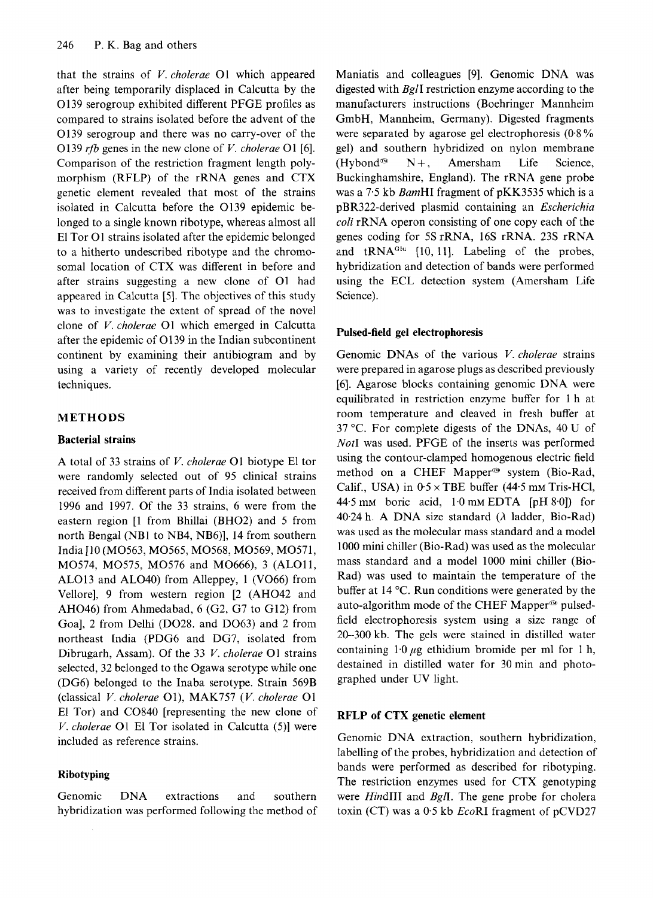that the strains of *V. cholerae* O1 which appeared after being temporarily displaced in Calcutta by the O139 serogroup exhibited different PFGE profiles as compared to strains isolated before the advent of the O139 serogroup and there was no carry-over of the O139 *rfb* genes in the new clone of *V. cholerae* O1 [6]. Comparison of the restriction fragment length polymorphism (RFLP) of the rRNA genes and CTX genetic element revealed that most of the strains isolated in Calcutta before the O139 epidemic belonged to a single known ribotype, whereas almost all El Tor O1 strains isolated after the epidemic belonged to a hitherto undescribed ribotype and the chromosomal location of CTX was different in before and after strains suggesting a new clone of O1 had appeared in Calcutta [5]. The objectives of this study was to investigate the extent of spread of the novel clone of *V. cholerae* O1 which emerged in Calcutta after the epidemic of O139 in the Indian subcontinent continent by examining their antibiogram and by using a variety of recently developed molecular techniques.

## METHODS

### Bacterial strains

A total of 33 strains of *V. cholerae* O1 biotype El tor were randomly selected out of 95 clinical strains received from different parts of India isolated between 1996 and 1997. Of the 33 strains, 6 were from the eastern region [1 from Bhillai (BHO2) and 5 from north Bengal (NB1 to NB4, NB6)], 14 from southern India [10 (MO563, MO565, MO568, MO569, MO571, MO574, MO575, MO576 and MO666), 3 (ALO11, ALO13 and ALO40) from Alleppey, 1 (VO66) from Vellore], 9 from western region [2 (AHO42 and AHO46) from Ahmedabad, 6 (G2, G7 to G12) from Goa], 2 from Delhi (DO28. and DO63) and 2 from northeast India (PDG6 and DG7, isolated from Dibrugarh, Assam). Of the 33 *V. cholerae* O1 strains selected, 32 belonged to the Ogawa serotype while one (DG6) belonged to the Inaba serotype. Strain 569B (classical *V. cholerae* O1), MAK757 (*V. cholerae* O1 El Tor) and CO840 [representing the new clone of *V. cholerae* O1 El Tor isolated in Calcutta (5)] were included as reference strains.

### Ribotyping

Genomic DNA extractions and southern hybridization was performed following the method of Maniatis and colleagues [9]. Genomic DNA was digested with *Bgl*I restriction enzyme according to the manufacturers instructions (Boehringer Mannheim GmbH, Mannheim, Germany). Digested fragments were separated by agarose gel electrophoresis (0·8 % gel) and southern hybridized on nylon membrane (Hybond® N+, Amersham Life Science, Buckinghamshire, England). The rRNA gene probe was a 7·5 kb *Bam*HI fragment of pKK3535 which is a pBR322-derived plasmid containing an *Escherichia coli* rRNA operon consisting of one copy each of the genes coding for 5S rRNA, 16S rRNA. 23S rRNA and $tRNA^{Glu}$ [10, 11]. Labeling of the probes, hybridization and detection of bands were performed using the ECL detection system (Amersham Life Science).

### Pulsed-field gel electrophoresis

Genomic DNAs of the various *V. cholerae* strains were prepared in agarose plugs as described previously [6]. Agarose blocks containing genomic DNA were equilibrated in restriction enzyme buffer for 1 h at room temperature and cleaved in fresh buffer at 37 °C. For complete digests of the DNAs, 40 U of *Not*I was used. PFGE of the inserts was performed using the contour-clamped homogenous electric field method on a CHEF Mapper® system (Bio-Rad, Calif., USA) in 0·5 × TBE buffer (44·5 mM Tris-HCl, 44·5 mM boric acid, 1·0 mM EDTA [pH 8·0]) for 40·24 h. A DNA size standard (λ ladder, Bio-Rad) was used as the molecular mass standard and a model 1000 mini chiller (Bio-Rad) was used as the molecular mass standard and a model 1000 mini chiller (Bio-Rad) was used to maintain the temperature of the buffer at 14 °C. Run conditions were generated by the auto-algorithm mode of the CHEF Mapper® pulsed-field electrophoresis system using a size range of 20–300 kb. The gels were stained in distilled water containing 1·0 μg ethidium bromide per ml for 1 h, destained in distilled water for 30 min and photographed under UV light.

### RFLP of CTX genetic element

Genomic DNA extraction, southern hybridization, labelling of the probes, hybridization and detection of bands were performed as described for ribotyping. The restriction enzymes used for CTX genotyping were *Hin*dIII and *Bgl*I. The gene probe for cholera toxin (CT) was a 0·5 kb *Eco*RI fragment of pCVD27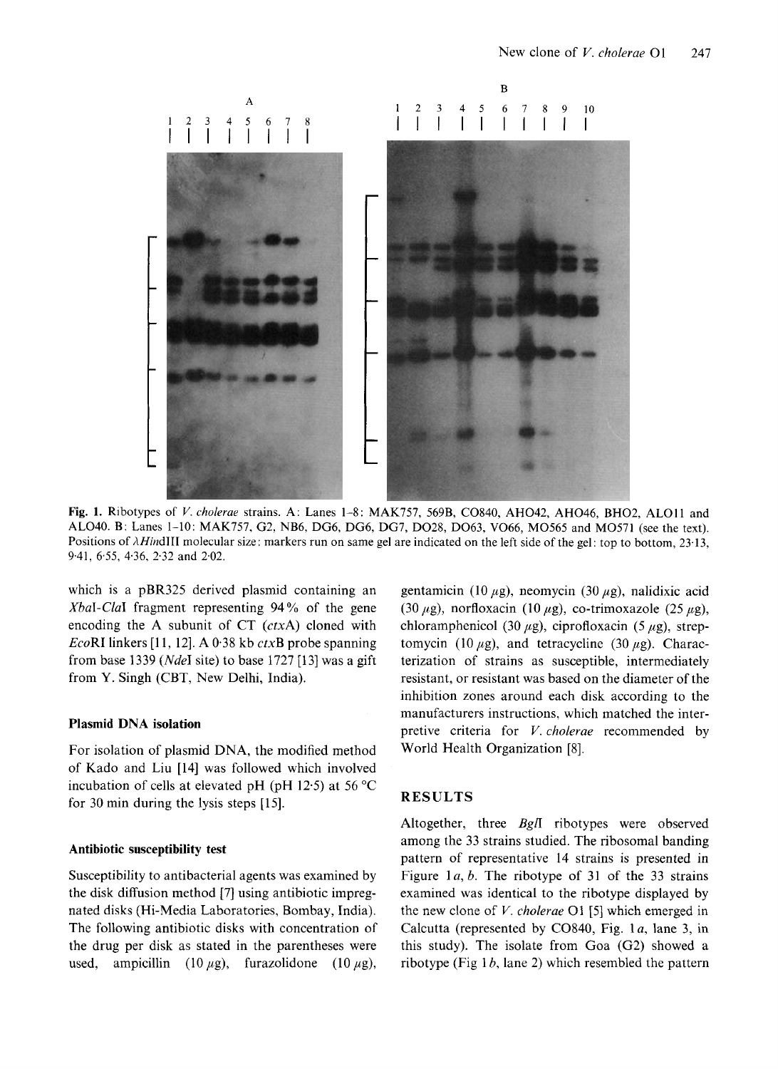Fig. 1. Ribotypes of *V. cholerae* strains. A: Lanes 1–8: MAK757, 569B, CO840, AHO42, AHO46, BHO2, ALO11 and ALO40. B: Lanes 1–10: MAK757, G2, NB6, DG6, DG6, DG7, DO28, DO63, VO66, MO565 and MO571 (see the text). Positions of λ*Hin*dIII molecular size: markers run on same gel are indicated on the left side of the gel: top to bottom, 23·13, 9·41, 6·55, 4·36, 2·32 and 2·02.

which is a pBR325 derived plasmid containing an *Xba*I-*Cla*I fragment representing 94% of the gene encoding the A subunit of CT (*ctx*A) cloned with *Eco*RI linkers [11, 12]. A 0·38 kb *ctx*B probe spanning from base 1339 (*Nde*I site) to base 1727 [13] was a gift from Y. Singh (CBT, New Delhi, India).

### Plasmid DNA isolation

For isolation of plasmid DNA, the modified method of Kado and Liu [14] was followed which involved incubation of cells at elevated pH (pH 12·5) at 56 °C for 30 min during the lysis steps [15].

### Antibiotic susceptibility test

Susceptibility to antibacterial agents was examined by the disk diffusion method [7] using antibiotic impregnated disks (Hi-Media Laboratories, Bombay, India). The following antibiotic disks with concentration of the drug per disk as stated in the parentheses were used, ampicillin (10 μg), furazolidone (10 μg), gentamicin (10 μg), neomycin (30 μg), nalidixic acid (30 μg), norfloxacin (10 μg), co-trimoxazole (25 μg), chloramphenicol (30 μg), ciprofloxacin (5 μg), streptomycin (10 μg), and tetracycline (30 μg). Characterization of strains as susceptible, intermediately resistant, or resistant was based on the diameter of the inhibition zones around each disk according to the manufacturers instructions, which matched the interpretive criteria for *V. cholerae* recommended by World Health Organization [8].

## RESULTS

Altogether, three *Bgl*I ribotypes were observed among the 33 strains studied. The ribosomal banding pattern of representative 14 strains is presented in Figure 1*a*, *b*. The ribotype of 31 of the 33 strains examined was identical to the ribotype displayed by the new clone of *V. cholerae* O1 [5] which emerged in Calcutta (represented by CO840, Fig. 1*a*, lane 3, in this study). The isolate from Goa (G2) showed a ribotype (Fig 1*b*, lane 2) which resembled the pattern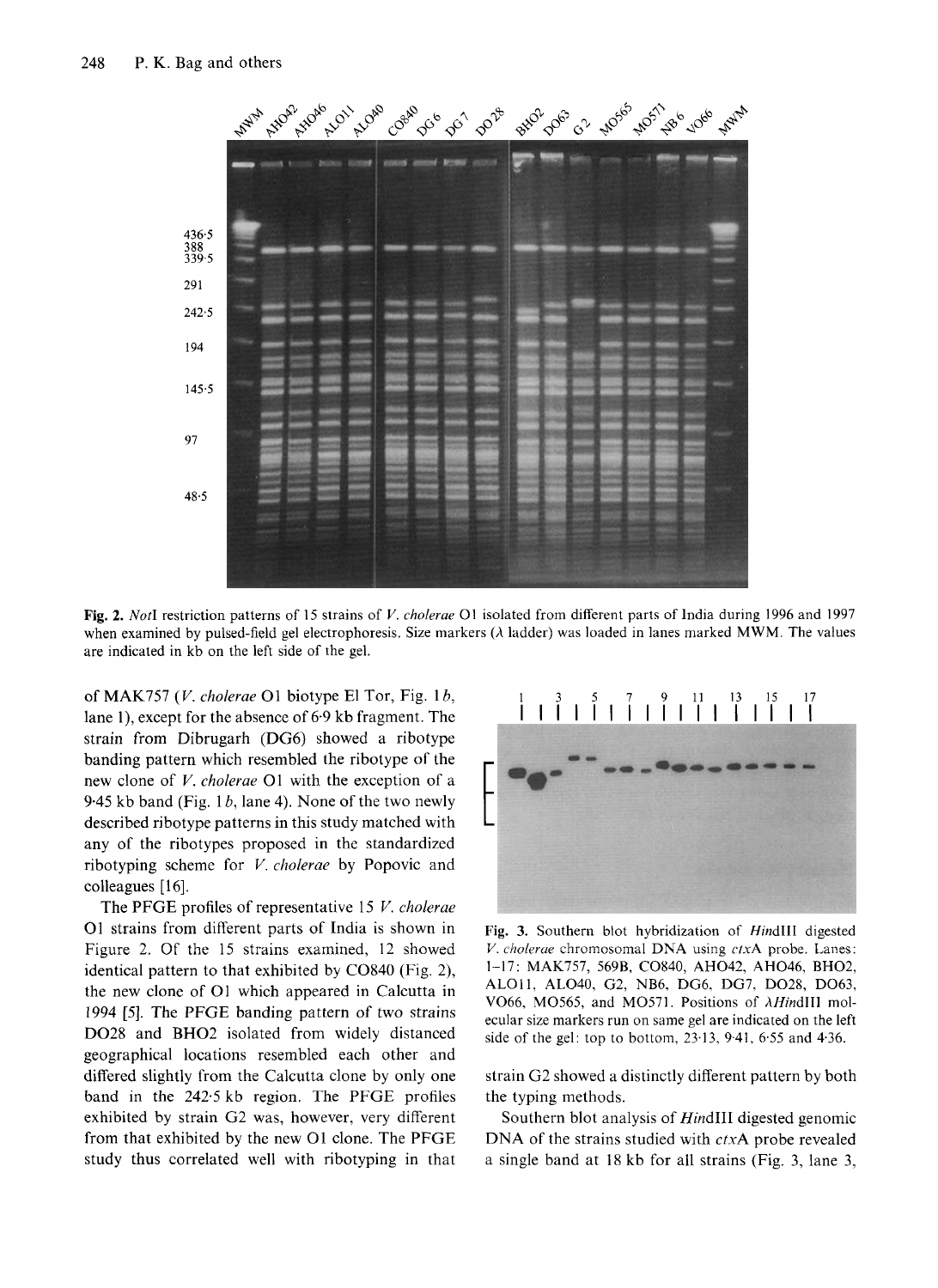Fig. 2. *Not*I restriction patterns of 15 strains of *V. cholerae* O1 isolated from different parts of India during 1996 and 1997 when examined by pulsed-field gel electrophoresis. Size markers (λ ladder) was loaded in lanes marked MWM. The values are indicated in kb on the left side of the gel.

of MAK757 (*V. cholerae* O1 biotype El Tor, Fig. 1*b*, lane 1), except for the absence of 6·9 kb fragment. The strain from Dibrugarh (DG6) showed a ribotype banding pattern which resembled the ribotype of the new clone of *V. cholerae* O1 with the exception of a 9·45 kb band (Fig. 1*b*, lane 4). None of the two newly described ribotype patterns in this study matched with any of the ribotypes proposed in the standardized ribotyping scheme for *V. cholerae* by Popovic and colleagues [16].

The PFGE profiles of representative 15 *V. cholerae* O1 strains from different parts of India is shown in Figure 2. Of the 15 strains examined, 12 showed identical pattern to that exhibited by CO840 (Fig. 2), the new clone of O1 which appeared in Calcutta in 1994 [5]. The PFGE banding pattern of two strains DO28 and BHO2 isolated from widely distanced geographical locations resembled each other and differed slightly from the Calcutta clone by only one band in the 242·5 kb region. The PFGE profiles exhibited by strain G2 was, however, very different from that exhibited by the new O1 clone. The PFGE study thus correlated well with ribotyping in that strain G2 showed a distinctly different pattern by both the typing methods.

Fig. 3. Southern blot hybridization of *Hin*dIII digested *V. cholerae* chromosomal DNA using *ctx*A probe. Lanes: 1–17: MAK757, 569B, CO840, AHO42, AHO46, BHO2, ALO11, ALO40, G2, NB6, DG6, DG7, DO28, DO63, VO66, MO565, and MO571. Positions of λ*Hin*dIII molecular size markers run on same gel are indicated on the left side of the gel: top to bottom, 23·13, 9·41, 6·55 and 4·36.

Southern blot analysis of *Hin*dIII digested genomic DNA of the strains studied with *ctx*A probe revealed a single band at 18 kb for all strains (Fig. 3, lane 3,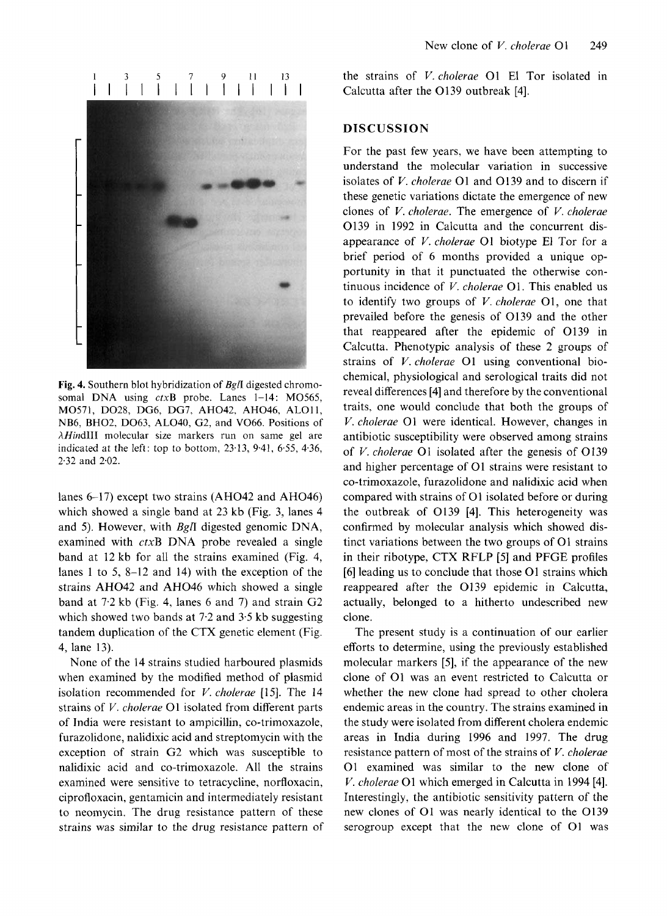Fig. 4. Southern blot hybridization of *BglI* digested chromosomal DNA using *ctxB* probe. Lanes 1–14: MO565, MO571, DO28, DG6, DG7, AHO42, AHO46, ALO11, NB6, BHO2, DO63, ALO40, G2, and VO66. Positions of λ*Hin*dIII molecular size markers run on same gel are indicated at the left: top to bottom, 23·13, 9·41, 6·55, 4·36, 2·32 and 2·02.

lanes 6–17) except two strains (AHO42 and AHO46) which showed a single band at 23 kb (Fig. 3, lanes 4 and 5). However, with *BglI* digested genomic DNA, examined with *ctxB* DNA probe revealed a single band at 12 kb for all the strains examined (Fig. 4, lanes 1 to 5, 8–12 and 14) with the exception of the strains AHO42 and AHO46 which showed a single band at 7·2 kb (Fig. 4, lanes 6 and 7) and strain G2 which showed two bands at 7·2 and 3·5 kb suggesting tandem duplication of the CTX genetic element (Fig. 4, lane 13).

None of the 14 strains studied harboured plasmids when examined by the modified method of plasmid isolation recommended for *V. cholerae* [15]. The 14 strains of *V. cholerae* O1 isolated from different parts of India were resistant to ampicillin, co-trimoxazole, furazolidone, nalidixic acid and streptomycin with the exception of strain G2 which was susceptible to nalidixic acid and co-trimoxazole. All the strains examined were sensitive to tetracycline, norfloxacin, ciprofloxacin, gentamicin and intermediately resistant to neomycin. The drug resistance pattern of these strains was similar to the drug resistance pattern of the strains of *V. cholerae* O1 El Tor isolated in Calcutta after the O139 outbreak [4].

## DISCUSSION

For the past few years, we have been attempting to understand the molecular variation in successive isolates of *V. cholerae* O1 and O139 and to discern if these genetic variations dictate the emergence of new clones of *V. cholerae*. The emergence of *V. cholerae* O139 in 1992 in Calcutta and the concurrent disappearance of *V. cholerae* O1 biotype El Tor for a brief period of 6 months provided a unique opportunity in that it punctuated the otherwise continuous incidence of *V. cholerae* O1. This enabled us to identify two groups of *V. cholerae* O1, one that prevailed before the genesis of O139 and the other that reappeared after the epidemic of O139 in Calcutta. Phenotypic analysis of these 2 groups of strains of *V. cholerae* O1 using conventional biochemical, physiological and serological traits did not reveal differences [4] and therefore by the conventional traits, one would conclude that both the groups of *V. cholerae* O1 were identical. However, changes in antibiotic susceptibility were observed among strains of *V. cholerae* O1 isolated after the genesis of O139 and higher percentage of O1 strains were resistant to co-trimoxazole, furazolidone and nalidixic acid when compared with strains of O1 isolated before or during the outbreak of O139 [4]. This heterogeneity was confirmed by molecular analysis which showed distinct variations between the two groups of O1 strains in their ribotype, CTX RFLP [5] and PFGE profiles [6] leading us to conclude that those O1 strains which reappeared after the O139 epidemic in Calcutta, actually, belonged to a hitherto undescribed new clone.

The present study is a continuation of our earlier efforts to determine, using the previously established molecular markers [5], if the appearance of the new clone of O1 was an event restricted to Calcutta or whether the new clone had spread to other cholera endemic areas in the country. The strains examined in the study were isolated from different cholera endemic areas in India during 1996 and 1997. The drug resistance pattern of most of the strains of *V. cholerae* O1 examined was similar to the new clone of *V. cholerae* O1 which emerged in Calcutta in 1994 [4]. Interestingly, the antibiotic sensitivity pattern of the new clones of O1 was nearly identical to the O139 serogroup except that the new clone of O1 was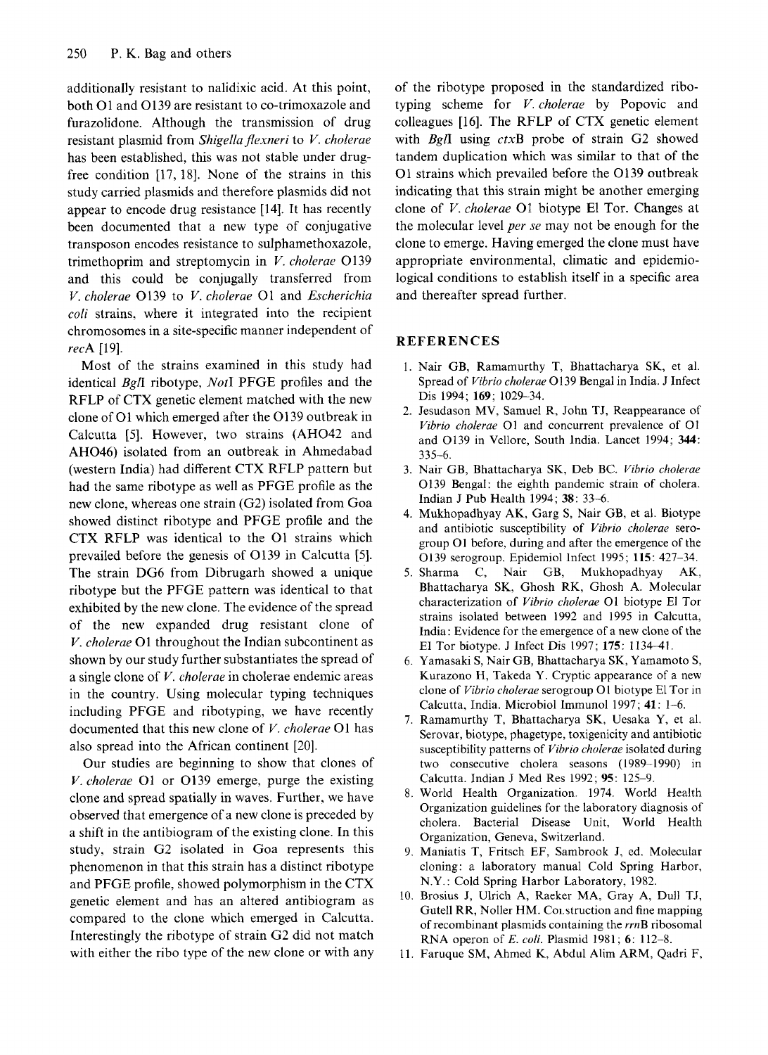additionally resistant to nalidixic acid. At this point, both O1 and O139 are resistant to co-trimoxazole and furazolidone. Although the transmission of drug resistant plasmid from *Shigella flexneri* to *V. cholerae* has been established, this was not stable under drug-free condition [17, 18]. None of the strains in this study carried plasmids and therefore plasmids did not appear to encode drug resistance [14]. It has recently been documented that a new type of conjugative transposon encodes resistance to sulphamethoxazole, trimethoprim and streptomycin in *V. cholerae* O139 and this could be conjugally transferred from *V. cholerae* O139 to *V. cholerae* O1 and *Escherichia coli* strains, where it integrated into the recipient chromosomes in a site-specific manner independent of *rec*A [19].

Most of the strains examined in this study had identical *Bgl*I ribotype, *Not*I PFGE profiles and the RFLP of CTX genetic element matched with the new clone of O1 which emerged after the O139 outbreak in Calcutta [5]. However, two strains (AHO42 and AHO46) isolated from an outbreak in Ahmedabad (western India) had different CTX RFLP pattern but had the same ribotype as well as PFGE profile as the new clone, whereas one strain (G2) isolated from Goa showed distinct ribotype and PFGE profile and the CTX RFLP was identical to the O1 strains which prevailed before the genesis of O139 in Calcutta [5]. The strain DG6 from Dibrugarh showed a unique ribotype but the PFGE pattern was identical to that exhibited by the new clone. The evidence of the spread of the new expanded drug resistant clone of *V. cholerae* O1 throughout the Indian subcontinent as shown by our study further substantiates the spread of a single clone of *V. cholerae* in cholerae endemic areas in the country. Using molecular typing techniques including PFGE and ribotyping, we have recently documented that this new clone of *V. cholerae* O1 has also spread into the African continent [20].

Our studies are beginning to show that clones of *V. cholerae* O1 or O139 emerge, purge the existing clone and spread spatially in waves. Further, we have observed that emergence of a new clone is preceded by a shift in the antibiogram of the existing clone. In this study, strain G2 isolated in Goa represents this phenomenon in that this strain has a distinct ribotype and PFGE profile, showed polymorphism in the CTX genetic element and has an altered antibiogram as compared to the clone which emerged in Calcutta. Interestingly the ribotype of strain G2 did not match with either the ribo type of the new clone or with any of the ribotype proposed in the standardized ribotyping scheme for *V. cholerae* by Popovic and colleagues [16]. The RFLP of CTX genetic element with *Bgl*I using *ctx*B probe of strain G2 showed tandem duplication which was similar to that of the O1 strains which prevailed before the O139 outbreak indicating that this strain might be another emerging clone of *V. cholerae* O1 biotype El Tor. Changes at the molecular level *per se* may not be enough for the clone to emerge. Having emerged the clone must have appropriate environmental, climatic and epidemiological conditions to establish itself in a specific area and thereafter spread further.

## REFERENCES

1. Nair GB, Ramamurthy T, Bhattacharya SK, et al. Spread of *Vibrio cholerae* O139 Bengal in India. J Infect Dis 1994; **169**: 1029–34.
2. Jesudason MV, Samuel R, John TJ, Reappearance of *Vibrio cholerae* O1 and concurrent prevalence of O1 and O139 in Vellore, South India. Lancet 1994; **344**: 335–6.
3. Nair GB, Bhattacharya SK, Deb BC. *Vibrio cholerae* O139 Bengal: the eighth pandemic strain of cholera. Indian J Pub Health 1994; **38**: 33–6.
4. Mukhopadhyay AK, Garg S, Nair GB, et al. Biotype and antibiotic susceptibility of *Vibrio cholerae* serogroup O1 before, during and after the emergence of the O139 serogroup. Epidemiol Infect 1995; **115**: 427–34.
5. Sharma C, Nair GB, Mukhopadhyay AK, Bhattacharya SK, Ghosh RK, Ghosh A. Molecular characterization of *Vibrio cholerae* O1 biotype El Tor strains isolated between 1992 and 1995 in Calcutta, India: Evidence for the emergence of a new clone of the El Tor biotype. J Infect Dis 1997; **175**: 1134–41.
6. Yamasaki S, Nair GB, Bhattacharya SK, Yamamoto S, Kurazono H, Takeda Y. Cryptic appearance of a new clone of *Vibrio cholerae* serogroup O1 biotype El Tor in Calcutta, India. Microbiol Immunol 1997; **41**: 1–6.
7. Ramamurthy T, Bhattacharya SK, Uesaka Y, et al. Serovar, biotype, phagetype, toxigenicity and antibiotic susceptibility patterns of *Vibrio cholerae* isolated during two consecutive cholera seasons (1989–1990) in Calcutta. Indian J Med Res 1992; **95**: 125–9.
8. World Health Organization. 1974. World Health Organization guidelines for the laboratory diagnosis of cholera. Bacterial Disease Unit, World Health Organization, Geneva, Switzerland.
9. Maniatis T, Fritsch EF, Sambrook J, ed. Molecular cloning: a laboratory manual Cold Spring Harbor, N.Y.: Cold Spring Harbor Laboratory, 1982.
10. Brosius J, Ulrich A, Raeker MA, Gray A, Dull TJ, Gutell RR, Noller HM. Construction and fine mapping of recombinant plasmids containing the *rrn*B ribosomal RNA operon of *E. coli*. Plasmid 1981; **6**: 112–8.
11. Faruque SM, Ahmed K, Abdul Alim ARM, Qadri F,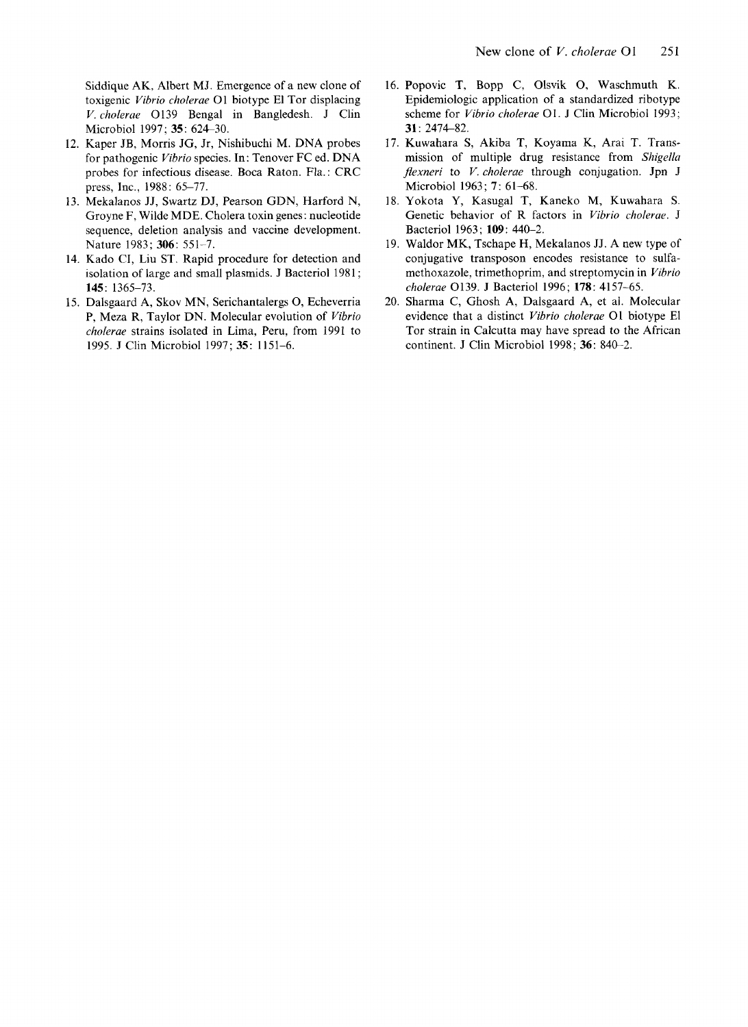Siddique AK, Albert MJ. Emergence of a new clone of toxigenic *Vibrio cholerae* O1 biotype El Tor displacing *V. cholerae* O139 Bengal in Bangledesh. J Clin Microbiol 1997; **35**: 624–30.

12. Kaper JB, Morris JG, Jr, Nishibuchi M. DNA probes for pathogenic *Vibrio* species. In: Tenover FC ed. DNA probes for infectious disease. Boca Raton. Fla.: CRC press, Inc., 1988: 65–77.
13. Mekalanos JJ, Swartz DJ, Pearson GDN, Harford N, Groyne F, Wilde MDE. Cholera toxin genes: nucleotide sequence, deletion analysis and vaccine development. Nature 1983; **306**: 551–7.
14. Kado CI, Liu ST. Rapid procedure for detection and isolation of large and small plasmids. J Bacteriol 1981; **145**: 1365–73.
15. Dalsgaard A, Skov MN, Serichantalergs O, Echeverria P, Meza R, Taylor DN. Molecular evolution of *Vibrio cholerae* strains isolated in Lima, Peru, from 1991 to 1995. J Clin Microbiol 1997; **35**: 1151–6.
16. Popovic T, Bopp C, Olsvik O, Waschmuth K. Epidemiologic application of a standardized ribotype scheme for *Vibrio cholerae* O1. J Clin Microbiol 1993; **31**: 2474–82.
17. Kuwahara S, Akiba T, Koyama K, Arai T. Transmission of multiple drug resistance from *Shigella flexneri* to *V. cholerae* through conjugation. Jpn J Microbiol 1963; **7**: 61–68.
18. Yokota Y, Kasugal T, Kaneko M, Kuwahara S. Genetic behavior of R factors in *Vibrio cholerae*. J Bacteriol 1963; **109**: 440–2.
19. Waldor MK, Tschape H, Mekalanos JJ. A new type of conjugative transposon encodes resistance to sulfamethoxazole, trimethoprim, and streptomycin in *Vibrio cholerae* O139. J Bacteriol 1996; **178**: 4157–65.
20. Sharma C, Ghosh A, Dalsgaard A, et al. Molecular evidence that a distinct *Vibrio cholerae* O1 biotype El Tor strain in Calcutta may have spread to the African continent. J Clin Microbiol 1998; **36**: 840–2.